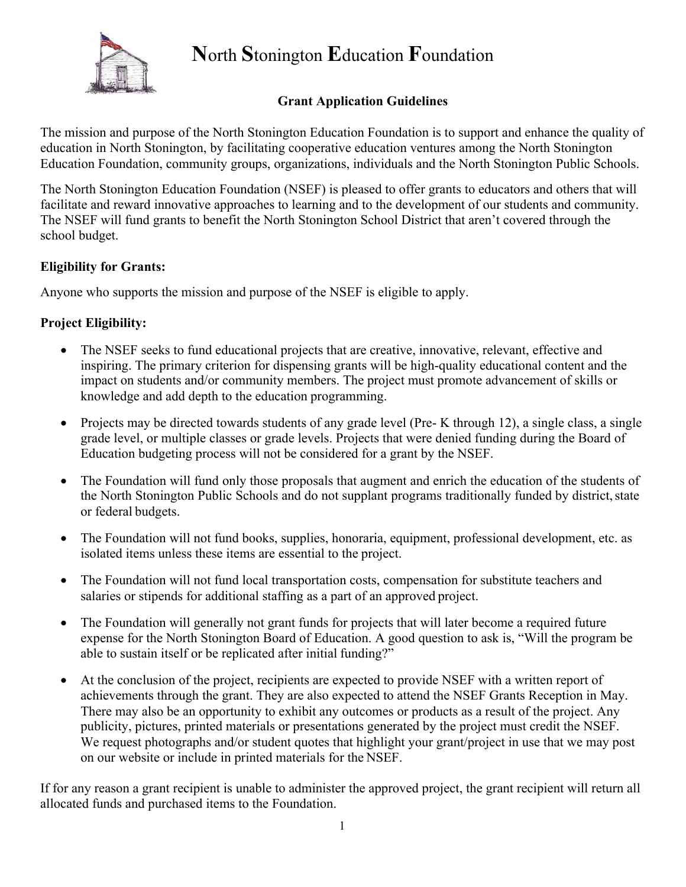# North Stonington Education Foundation

## Grant Application Guidelines

The mission and purpose of the North Stonington Education Foundation is to support and enhance the quality of education in North Stonington, by facilitating cooperative education ventures among the North Stonington Education Foundation, community groups, organizations, individuals and the North Stonington Public Schools.

The North Stonington Education Foundation (NSEF) is pleased to offer grants to educators and others that will facilitate and reward innovative approaches to learning and to the development of our students and community. The NSEF will fund grants to benefit the North Stonington School District that aren't covered through the school budget.

**Eligibility for Grants:**

Anyone who supports the mission and purpose of the NSEF is eligible to apply.

**Project Eligibility:**

- The NSEF seeks to fund educational projects that are creative, innovative, relevant, effective and inspiring. The primary criterion for dispensing grants will be high-quality educational content and the impact on students and/or community members. The project must promote advancement of skills or knowledge and add depth to the education programming.
- Projects may be directed towards students of any grade level (Pre- K through 12), a single class, a single grade level, or multiple classes or grade levels. Projects that were denied funding during the Board of Education budgeting process will not be considered for a grant by the NSEF.
- The Foundation will fund only those proposals that augment and enrich the education of the students of the North Stonington Public Schools and do not supplant programs traditionally funded by district, state or federal budgets.
- The Foundation will not fund books, supplies, honoraria, equipment, professional development, etc. as isolated items unless these items are essential to the project.
- The Foundation will not fund local transportation costs, compensation for substitute teachers and salaries or stipends for additional staffing as a part of an approved project.
- The Foundation will generally not grant funds for projects that will later become a required future expense for the North Stonington Board of Education. A good question to ask is, "Will the program be able to sustain itself or be replicated after initial funding?"
- At the conclusion of the project, recipients are expected to provide NSEF with a written report of achievements through the grant. They are also expected to attend the NSEF Grants Reception in May. There may also be an opportunity to exhibit any outcomes or products as a result of the project. Any publicity, pictures, printed materials or presentations generated by the project must credit the NSEF. We request photographs and/or student quotes that highlight your grant/project in use that we may post on our website or include in printed materials for the NSEF.

If for any reason a grant recipient is unable to administer the approved project, the grant recipient will return all allocated funds and purchased items to the Foundation.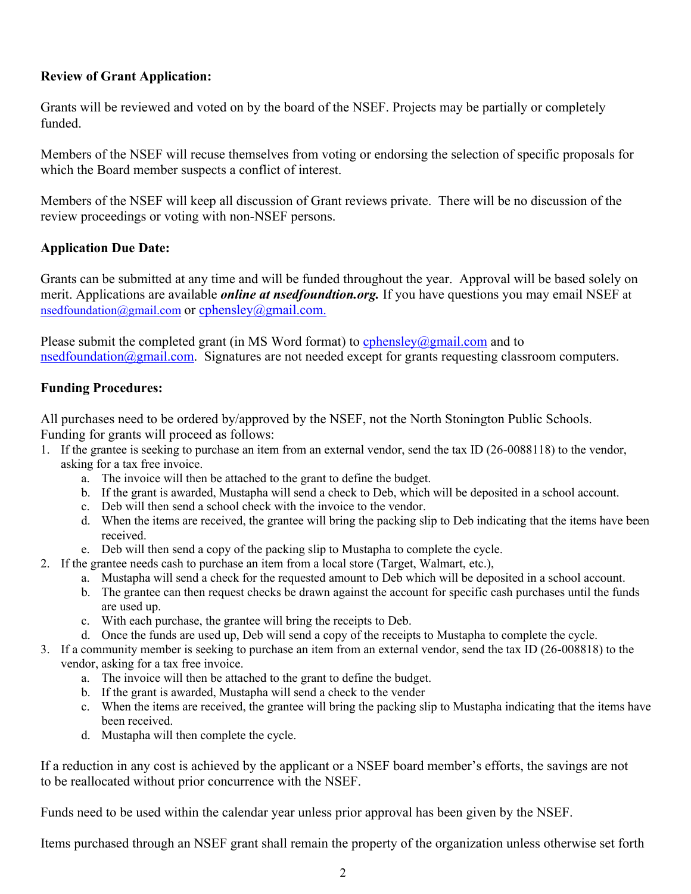**Review of Grant Application:**

Grants will be reviewed and voted on by the board of the NSEF. Projects may be partially or completely funded.

Members of the NSEF will recuse themselves from voting or endorsing the selection of specific proposals for which the Board member suspects a conflict of interest.

Members of the NSEF will keep all discussion of Grant reviews private. There will be no discussion of the review proceedings or voting with non-NSEF persons.

**Application Due Date:**

Grants can be submitted at any time and will be funded throughout the year. Approval will be based solely on merit. Applications are available ***online at nsedfoundtion.org.*** If you have questions you may email NSEF at nsedfoundation@gmail.com or cphensley@gmail.com.

Please submit the completed grant (in MS Word format) to cphensley@gmail.com and to nsedfoundation@gmail.com. Signatures are not needed except for grants requesting classroom computers.

**Funding Procedures:**

All purchases need to be ordered by/approved by the NSEF, not the North Stonington Public Schools. Funding for grants will proceed as follows:

1. If the grantee is seeking to purchase an item from an external vendor, send the tax ID (26-0088118) to the vendor, asking for a tax free invoice.
   a. The invoice will then be attached to the grant to define the budget.
   b. If the grant is awarded, Mustapha will send a check to Deb, which will be deposited in a school account.
   c. Deb will then send a school check with the invoice to the vendor.
   d. When the items are received, the grantee will bring the packing slip to Deb indicating that the items have been received.
   e. Deb will then send a copy of the packing slip to Mustapha to complete the cycle.
2. If the grantee needs cash to purchase an item from a local store (Target, Walmart, etc.),
   a. Mustapha will send a check for the requested amount to Deb which will be deposited in a school account.
   b. The grantee can then request checks be drawn against the account for specific cash purchases until the funds are used up.
   c. With each purchase, the grantee will bring the receipts to Deb.
   d. Once the funds are used up, Deb will send a copy of the receipts to Mustapha to complete the cycle.
3. If a community member is seeking to purchase an item from an external vendor, send the tax ID (26-008818) to the vendor, asking for a tax free invoice.
   a. The invoice will then be attached to the grant to define the budget.
   b. If the grant is awarded, Mustapha will send a check to the vender
   c. When the items are received, the grantee will bring the packing slip to Mustapha indicating that the items have been received.
   d. Mustapha will then complete the cycle.

If a reduction in any cost is achieved by the applicant or a NSEF board member's efforts, the savings are not to be reallocated without prior concurrence with the NSEF.

Funds need to be used within the calendar year unless prior approval has been given by the NSEF.

Items purchased through an NSEF grant shall remain the property of the organization unless otherwise set forth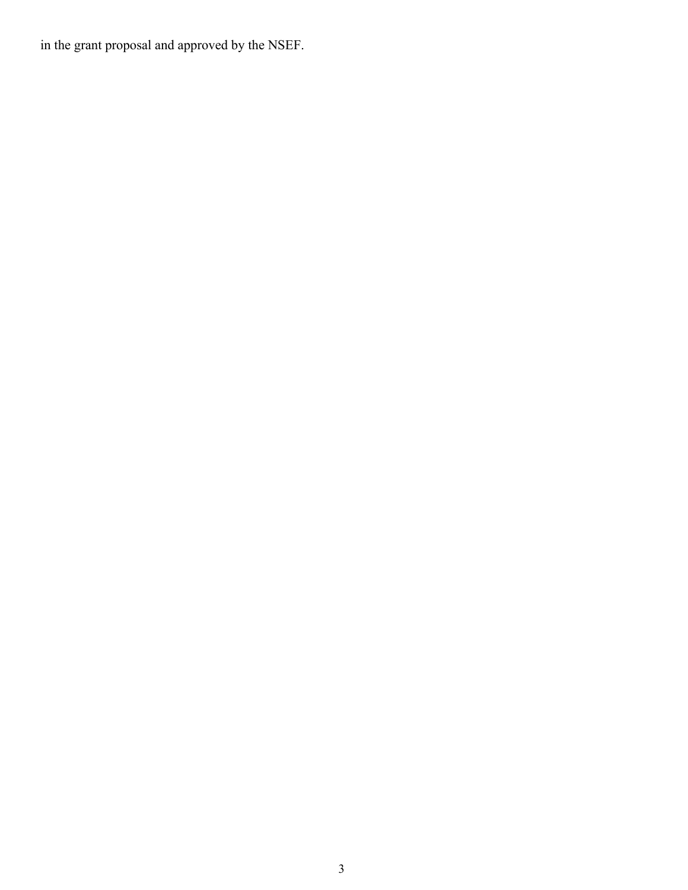in the grant proposal and approved by the NSEF.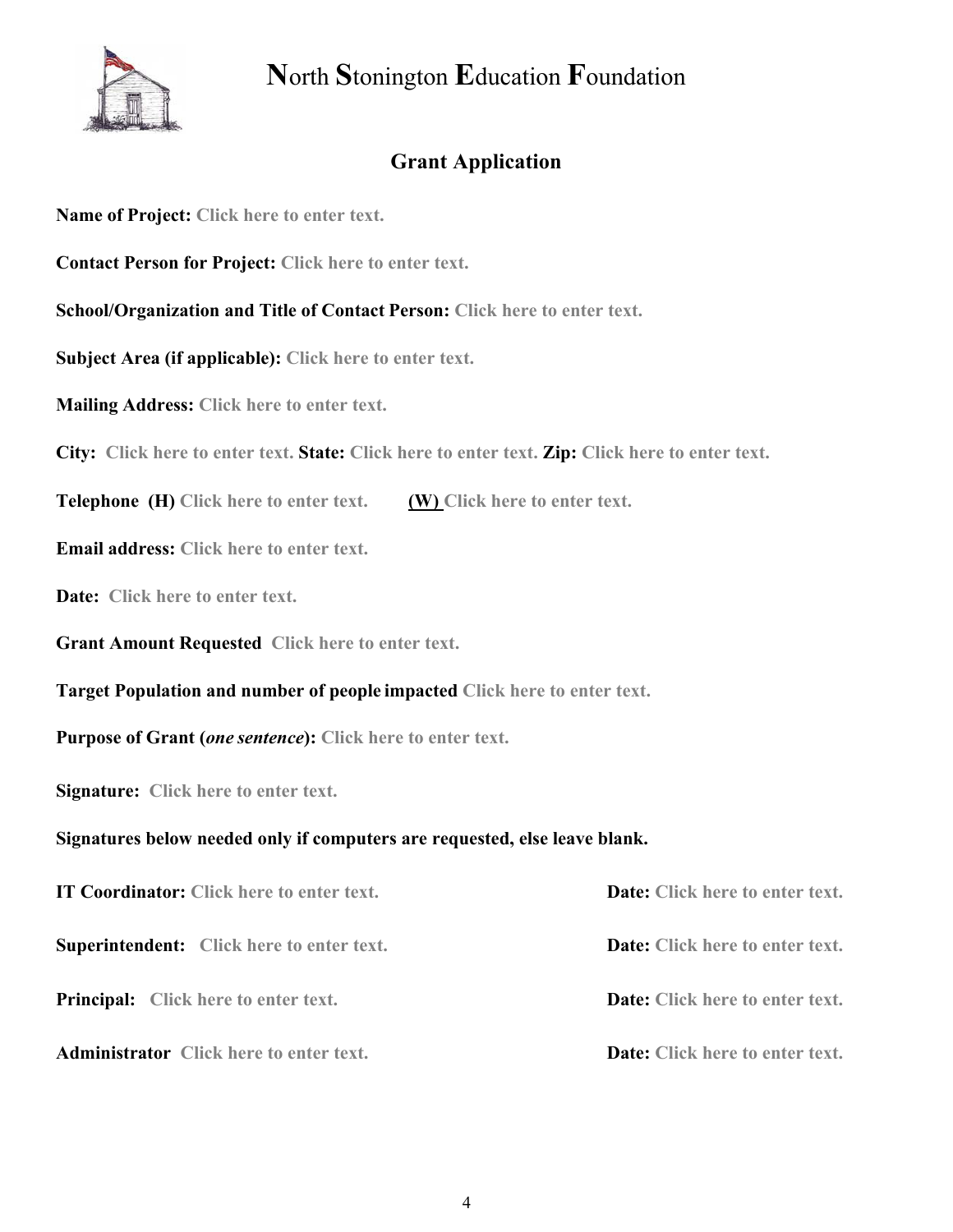# **N**orth **S**tonington **E**ducation **F**oundation

## Grant Application

**Name of Project:** Click here to enter text.

**Contact Person for Project:** Click here to enter text.

**School/Organization and Title of Contact Person:** Click here to enter text.

**Subject Area (if applicable):** Click here to enter text.

**Mailing Address:** Click here to enter text.

**City:** Click here to enter text. **State:** Click here to enter text. **Zip:** Click here to enter text.

**Telephone (H)** Click here to enter text. **(W)** Click here to enter text.

**Email address:** Click here to enter text.

**Date:** Click here to enter text.

**Grant Amount Requested** Click here to enter text.

**Target Population and number of people impacted** Click here to enter text.

**Purpose of Grant (*one sentence*):** Click here to enter text.

**Signature:** Click here to enter text.

**Signatures below needed only if computers are requested, else leave blank.**

**IT Coordinator:** Click here to enter text. **Date:** Click here to enter text.

**Superintendent:** Click here to enter text. **Date:** Click here to enter text.

**Principal:** Click here to enter text. **Date:** Click here to enter text.

**Administrator** Click here to enter text. **Date:** Click here to enter text.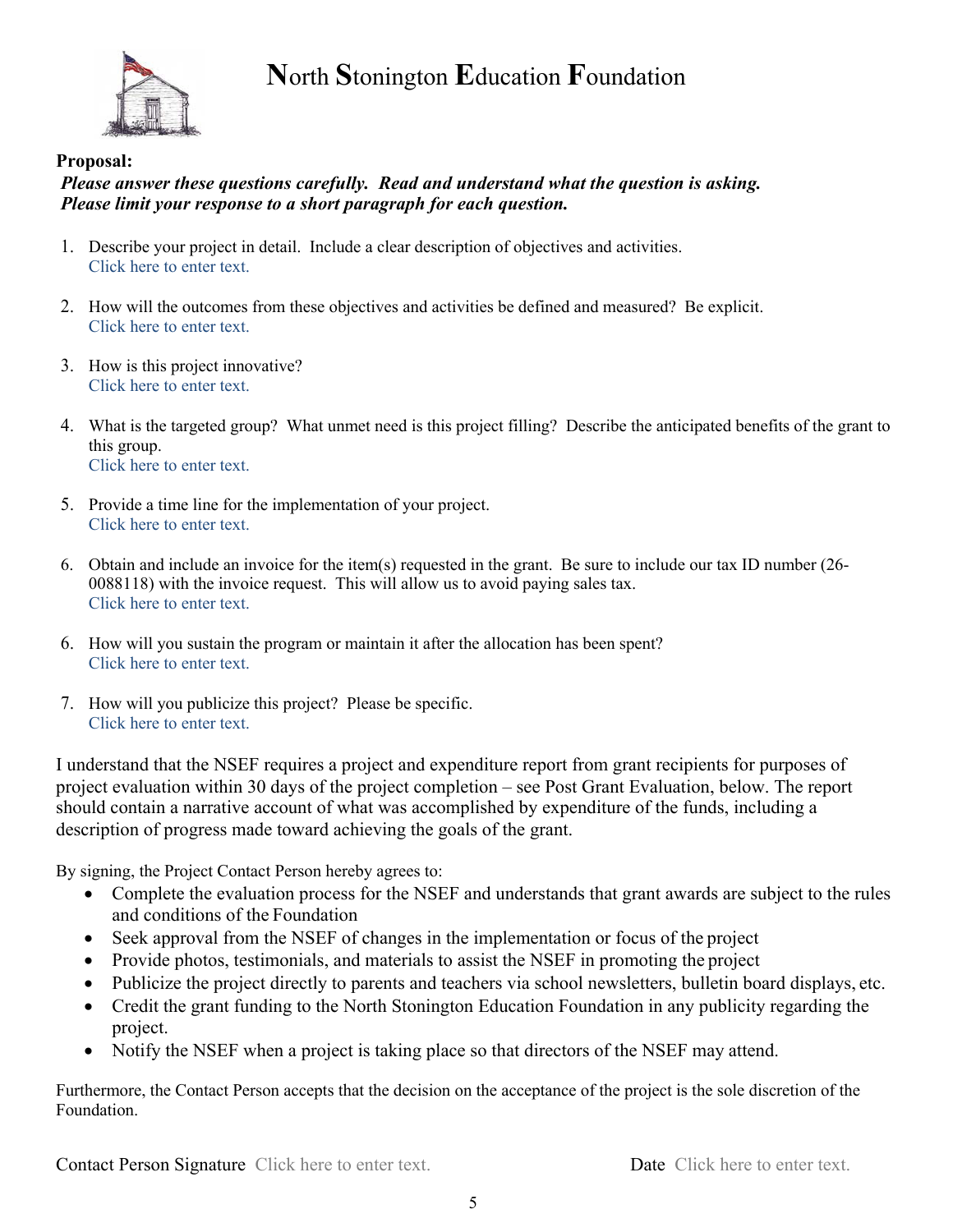# **N**orth **S**tonington **E**ducation **F**oundation

**Proposal:**

***Please answer these questions carefully. Read and understand what the question is asking. Please limit your response to a short paragraph for each question.***

1. Describe your project in detail. Include a clear description of objectives and activities.
   Click here to enter text.

2. How will the outcomes from these objectives and activities be defined and measured? Be explicit.
   Click here to enter text.

3. How is this project innovative?
   Click here to enter text.

4. What is the targeted group? What unmet need is this project filling? Describe the anticipated benefits of the grant to this group.
   Click here to enter text.

5. Provide a time line for the implementation of your project.
   Click here to enter text.

6. Obtain and include an invoice for the item(s) requested in the grant. Be sure to include our tax ID number (26-0088118) with the invoice request. This will allow us to avoid paying sales tax.
   Click here to enter text.

6. How will you sustain the program or maintain it after the allocation has been spent?
   Click here to enter text.

7. How will you publicize this project? Please be specific.
   Click here to enter text.

I understand that the NSEF requires a project and expenditure report from grant recipients for purposes of project evaluation within 30 days of the project completion – see Post Grant Evaluation, below. The report should contain a narrative account of what was accomplished by expenditure of the funds, including a description of progress made toward achieving the goals of the grant.

By signing, the Project Contact Person hereby agrees to:

- Complete the evaluation process for the NSEF and understands that grant awards are subject to the rules and conditions of the Foundation
- Seek approval from the NSEF of changes in the implementation or focus of the project
- Provide photos, testimonials, and materials to assist the NSEF in promoting the project
- Publicize the project directly to parents and teachers via school newsletters, bulletin board displays, etc.
- Credit the grant funding to the North Stonington Education Foundation in any publicity regarding the project.
- Notify the NSEF when a project is taking place so that directors of the NSEF may attend.

Furthermore, the Contact Person accepts that the decision on the acceptance of the project is the sole discretion of the Foundation.

Contact Person Signature Click here to enter text.    Date Click here to enter text.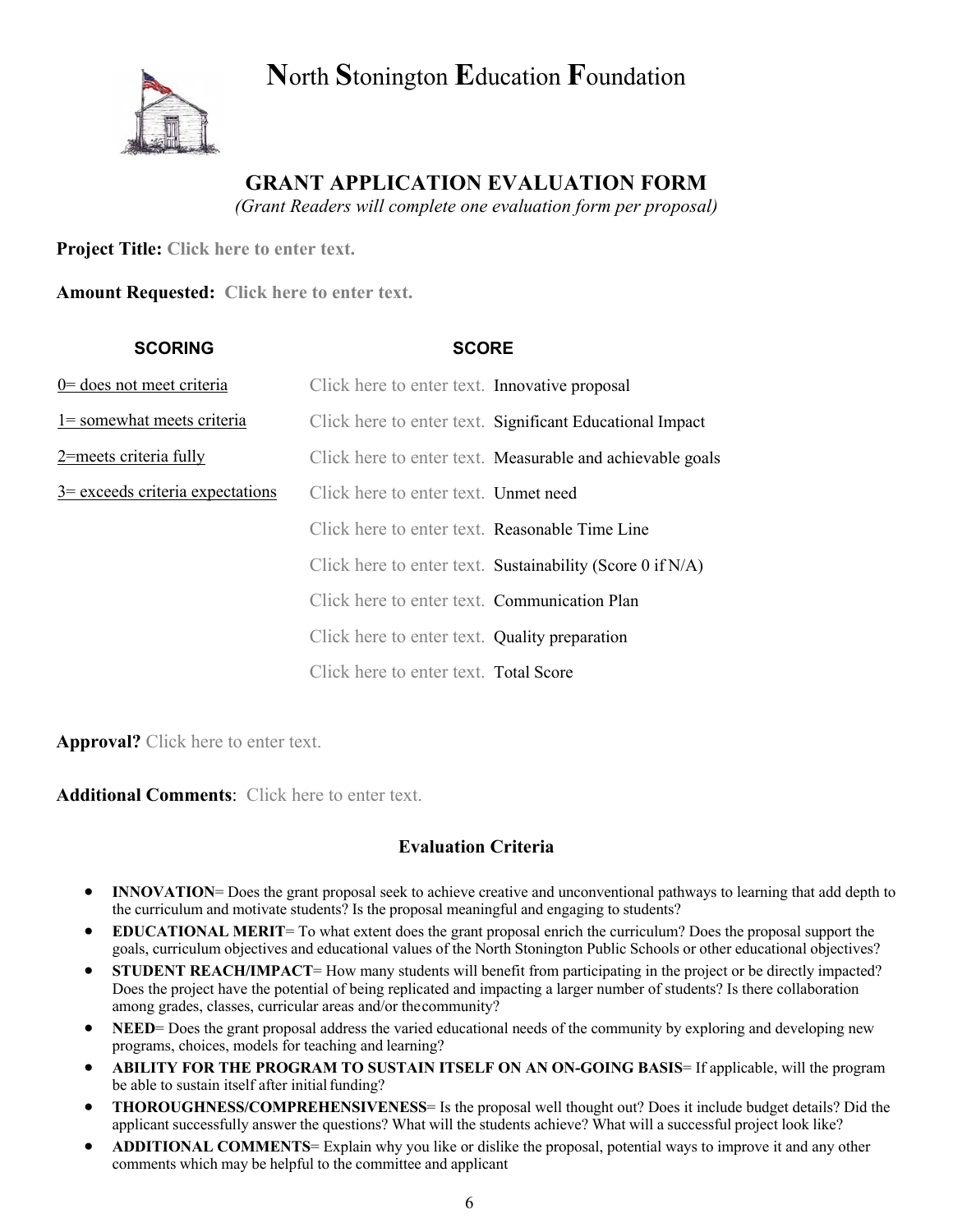# **N**orth **S**tonington **E**ducation **F**oundation

## GRANT APPLICATION EVALUATION FORM

*(Grant Readers will complete one evaluation form per proposal)*

**Project Title:** Click here to enter text.

**Amount Requested:** Click here to enter text.

| SCORING | SCORE | |
|---|---|---|
| 0= does not meet criteria | Click here to enter text. | Innovative proposal |
| 1= somewhat meets criteria | Click here to enter text. | Significant Educational Impact |
| 2=meets criteria fully | Click here to enter text. | Measurable and achievable goals |
| 3= exceeds criteria expectations | Click here to enter text. | Unmet need |
| | Click here to enter text. | Reasonable Time Line |
| | Click here to enter text. | Sustainability (Score 0 if N/A) |
| | Click here to enter text. | Communication Plan |
| | Click here to enter text. | Quality preparation |
| | Click here to enter text. | Total Score |

**Approval?** Click here to enter text.

**Additional Comments**: Click here to enter text.

### Evaluation Criteria

- **INNOVATION**= Does the grant proposal seek to achieve creative and unconventional pathways to learning that add depth to the curriculum and motivate students? Is the proposal meaningful and engaging to students?
- **EDUCATIONAL MERIT**= To what extent does the grant proposal enrich the curriculum? Does the proposal support the goals, curriculum objectives and educational values of the North Stonington Public Schools or other educational objectives?
- **STUDENT REACH/IMPACT**= How many students will benefit from participating in the project or be directly impacted? Does the project have the potential of being replicated and impacting a larger number of students? Is there collaboration among grades, classes, curricular areas and/or the community?
- **NEED**= Does the grant proposal address the varied educational needs of the community by exploring and developing new programs, choices, models for teaching and learning?
- **ABILITY FOR THE PROGRAM TO SUSTAIN ITSELF ON AN ON-GOING BASIS**= If applicable, will the program be able to sustain itself after initial funding?
- **THOROUGHNESS/COMPREHENSIVENESS**= Is the proposal well thought out? Does it include budget details? Did the applicant successfully answer the questions? What will the students achieve? What will a successful project look like?
- **ADDITIONAL COMMENTS**= Explain why you like or dislike the proposal, potential ways to improve it and any other comments which may be helpful to the committee and applicant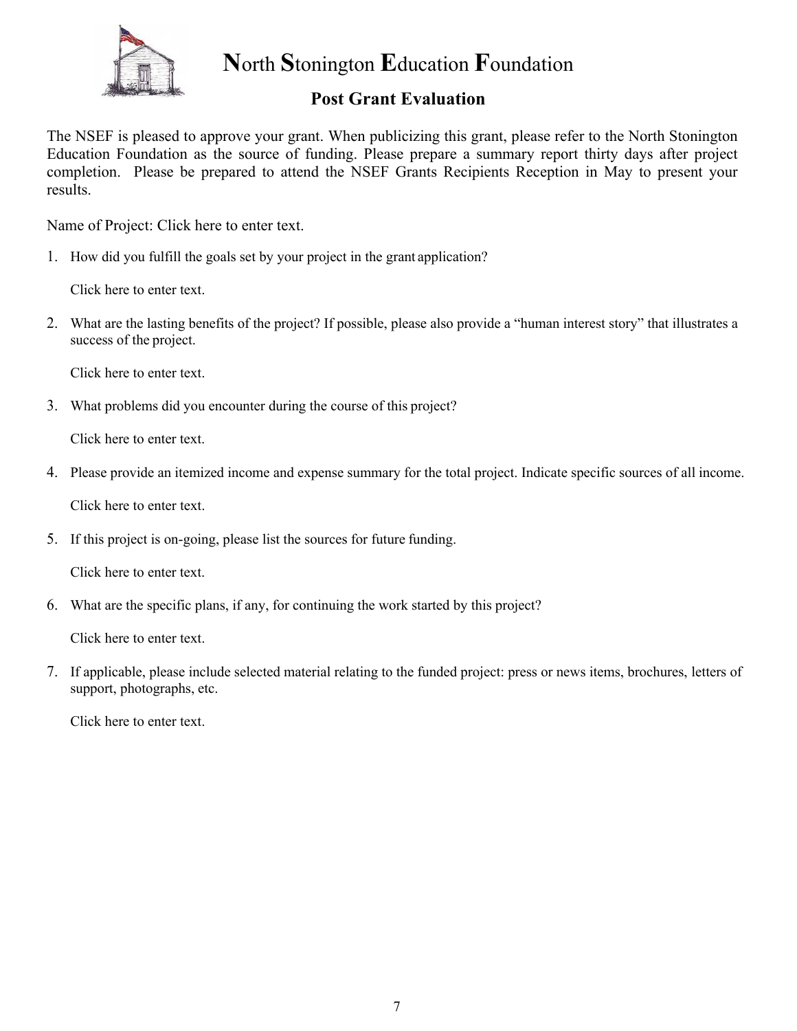# **N**orth **S**tonington **E**ducation **F**oundation

## Post Grant Evaluation

The NSEF is pleased to approve your grant. When publicizing this grant, please refer to the North Stonington Education Foundation as the source of funding. Please prepare a summary report thirty days after project completion. Please be prepared to attend the NSEF Grants Recipients Reception in May to present your results.

Name of Project: Click here to enter text.

1. How did you fulfill the goals set by your project in the grant application?

   Click here to enter text.

2. What are the lasting benefits of the project? If possible, please also provide a "human interest story" that illustrates a success of the project.

   Click here to enter text.

3. What problems did you encounter during the course of this project?

   Click here to enter text.

4. Please provide an itemized income and expense summary for the total project. Indicate specific sources of all income.

   Click here to enter text.

5. If this project is on-going, please list the sources for future funding.

   Click here to enter text.

6. What are the specific plans, if any, for continuing the work started by this project?

   Click here to enter text.

7. If applicable, please include selected material relating to the funded project: press or news items, brochures, letters of support, photographs, etc.

   Click here to enter text.